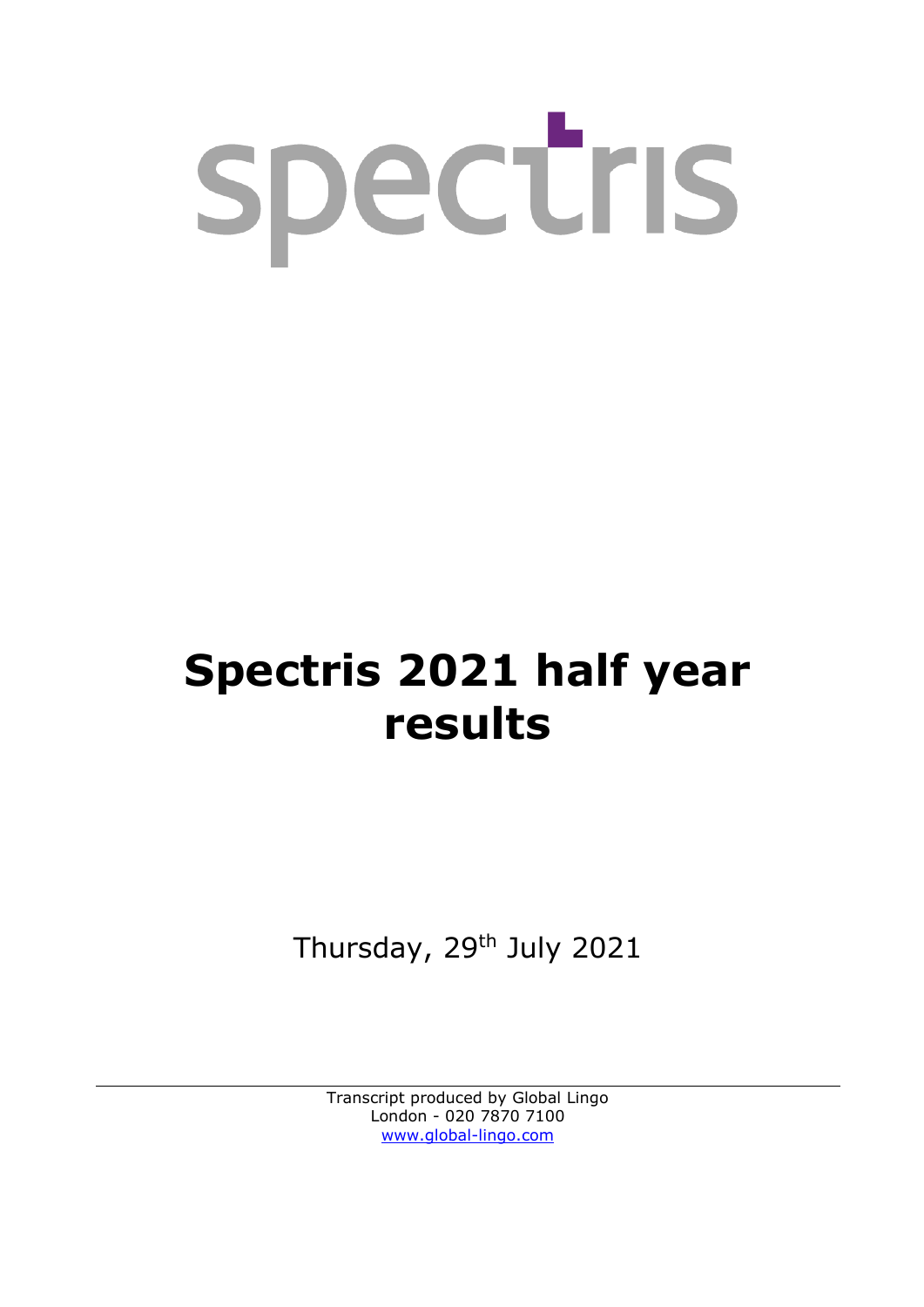spectris

# Spectris 2021 half year results

Thursday, 29th July 2021

Transcript produced by Global Lingo
London - 020 7870 7100
www.global-lingo.com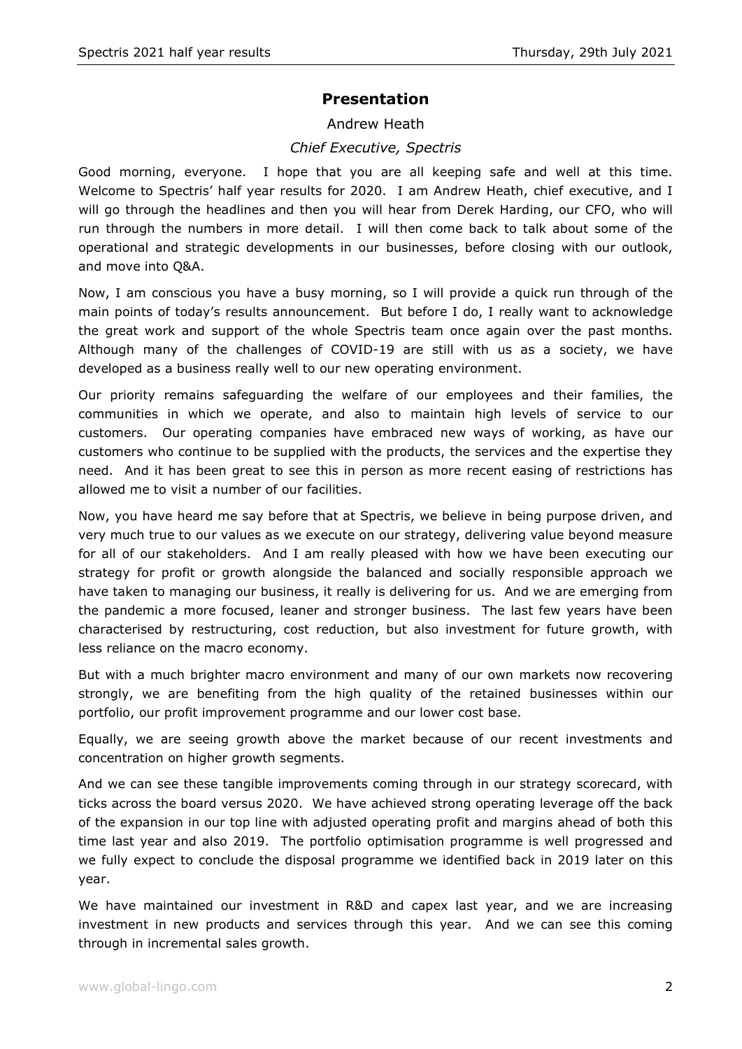## Presentation

Andrew Heath

*Chief Executive, Spectris*

Good morning, everyone. I hope that you are all keeping safe and well at this time. Welcome to Spectris' half year results for 2020. I am Andrew Heath, chief executive, and I will go through the headlines and then you will hear from Derek Harding, our CFO, who will run through the numbers in more detail. I will then come back to talk about some of the operational and strategic developments in our businesses, before closing with our outlook, and move into Q&A.

Now, I am conscious you have a busy morning, so I will provide a quick run through of the main points of today's results announcement. But before I do, I really want to acknowledge the great work and support of the whole Spectris team once again over the past months. Although many of the challenges of COVID-19 are still with us as a society, we have developed as a business really well to our new operating environment.

Our priority remains safeguarding the welfare of our employees and their families, the communities in which we operate, and also to maintain high levels of service to our customers. Our operating companies have embraced new ways of working, as have our customers who continue to be supplied with the products, the services and the expertise they need. And it has been great to see this in person as more recent easing of restrictions has allowed me to visit a number of our facilities.

Now, you have heard me say before that at Spectris, we believe in being purpose driven, and very much true to our values as we execute on our strategy, delivering value beyond measure for all of our stakeholders. And I am really pleased with how we have been executing our strategy for profit or growth alongside the balanced and socially responsible approach we have taken to managing our business, it really is delivering for us. And we are emerging from the pandemic a more focused, leaner and stronger business. The last few years have been characterised by restructuring, cost reduction, but also investment for future growth, with less reliance on the macro economy.

But with a much brighter macro environment and many of our own markets now recovering strongly, we are benefiting from the high quality of the retained businesses within our portfolio, our profit improvement programme and our lower cost base.

Equally, we are seeing growth above the market because of our recent investments and concentration on higher growth segments.

And we can see these tangible improvements coming through in our strategy scorecard, with ticks across the board versus 2020. We have achieved strong operating leverage off the back of the expansion in our top line with adjusted operating profit and margins ahead of both this time last year and also 2019. The portfolio optimisation programme is well progressed and we fully expect to conclude the disposal programme we identified back in 2019 later on this year.

We have maintained our investment in R&D and capex last year, and we are increasing investment in new products and services through this year. And we can see this coming through in incremental sales growth.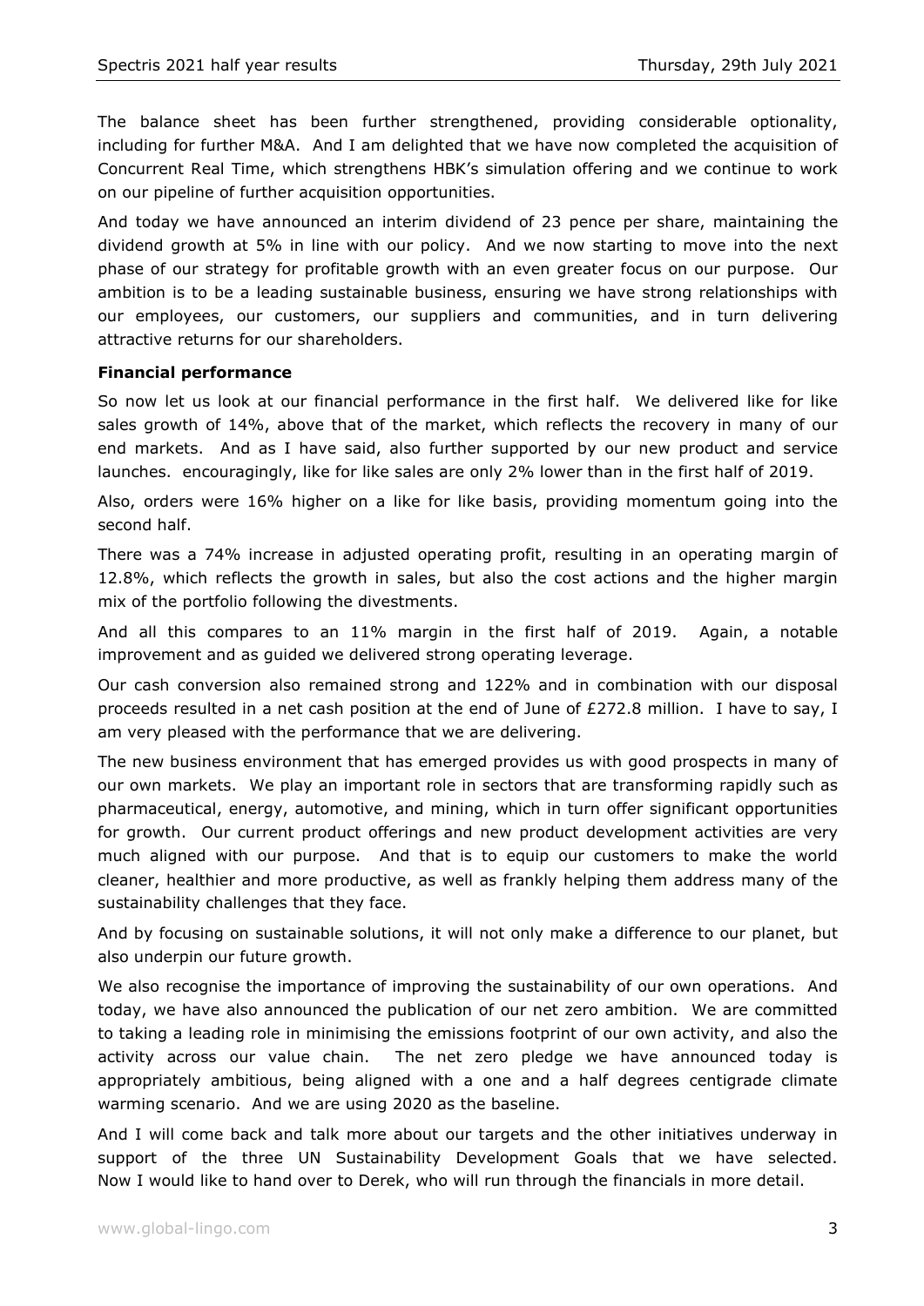The balance sheet has been further strengthened, providing considerable optionality, including for further M&A. And I am delighted that we have now completed the acquisition of Concurrent Real Time, which strengthens HBK's simulation offering and we continue to work on our pipeline of further acquisition opportunities.

And today we have announced an interim dividend of 23 pence per share, maintaining the dividend growth at 5% in line with our policy. And we now starting to move into the next phase of our strategy for profitable growth with an even greater focus on our purpose. Our ambition is to be a leading sustainable business, ensuring we have strong relationships with our employees, our customers, our suppliers and communities, and in turn delivering attractive returns for our shareholders.

**Financial performance**

So now let us look at our financial performance in the first half. We delivered like for like sales growth of 14%, above that of the market, which reflects the recovery in many of our end markets. And as I have said, also further supported by our new product and service launches. encouragingly, like for like sales are only 2% lower than in the first half of 2019.

Also, orders were 16% higher on a like for like basis, providing momentum going into the second half.

There was a 74% increase in adjusted operating profit, resulting in an operating margin of 12.8%, which reflects the growth in sales, but also the cost actions and the higher margin mix of the portfolio following the divestments.

And all this compares to an 11% margin in the first half of 2019. Again, a notable improvement and as guided we delivered strong operating leverage.

Our cash conversion also remained strong and 122% and in combination with our disposal proceeds resulted in a net cash position at the end of June of £272.8 million. I have to say, I am very pleased with the performance that we are delivering.

The new business environment that has emerged provides us with good prospects in many of our own markets. We play an important role in sectors that are transforming rapidly such as pharmaceutical, energy, automotive, and mining, which in turn offer significant opportunities for growth. Our current product offerings and new product development activities are very much aligned with our purpose. And that is to equip our customers to make the world cleaner, healthier and more productive, as well as frankly helping them address many of the sustainability challenges that they face.

And by focusing on sustainable solutions, it will not only make a difference to our planet, but also underpin our future growth.

We also recognise the importance of improving the sustainability of our own operations. And today, we have also announced the publication of our net zero ambition. We are committed to taking a leading role in minimising the emissions footprint of our own activity, and also the activity across our value chain. The net zero pledge we have announced today is appropriately ambitious, being aligned with a one and a half degrees centigrade climate warming scenario. And we are using 2020 as the baseline.

And I will come back and talk more about our targets and the other initiatives underway in support of the three UN Sustainability Development Goals that we have selected. Now I would like to hand over to Derek, who will run through the financials in more detail.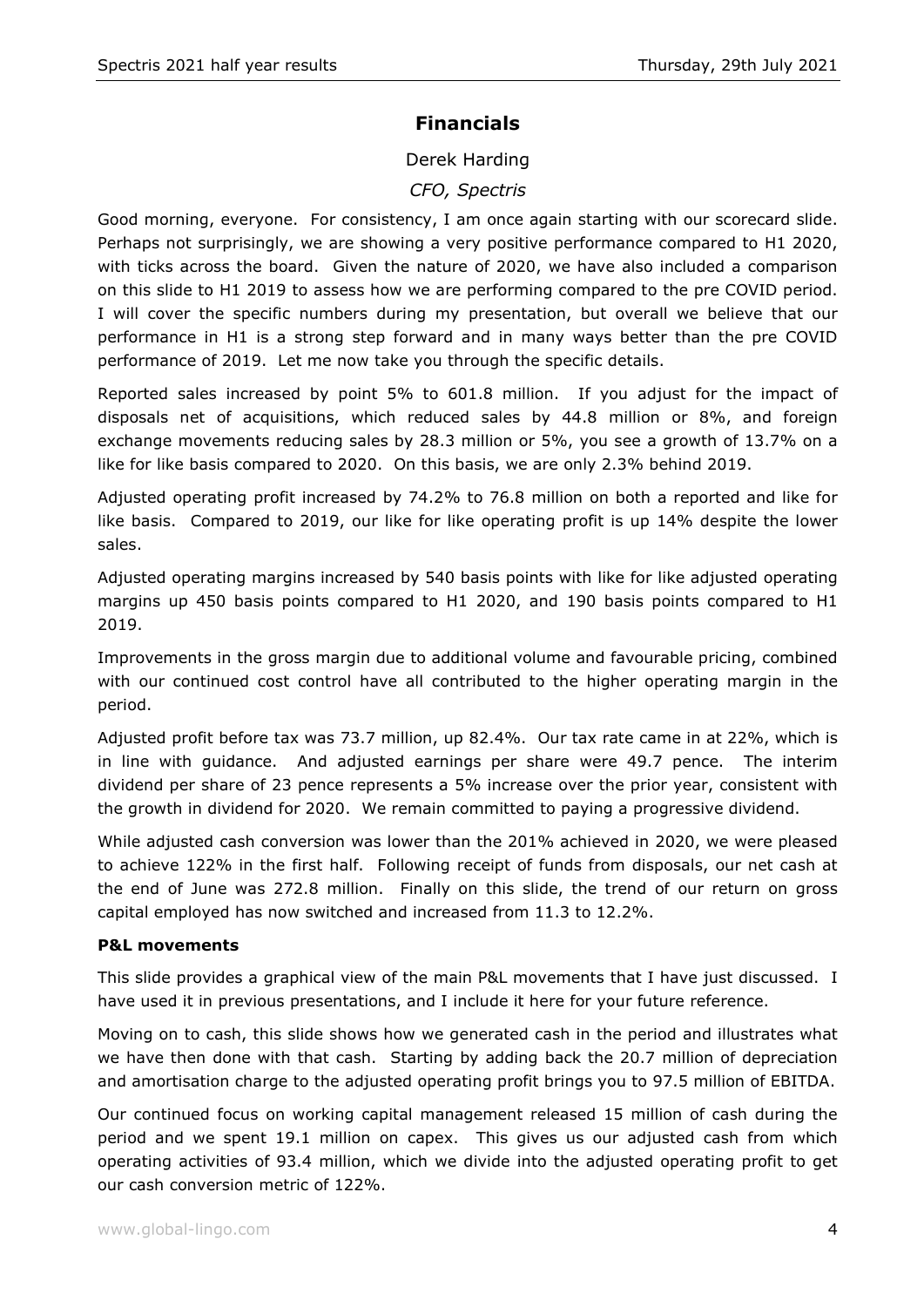## Financials

Derek Harding

*CFO, Spectris*

Good morning, everyone. For consistency, I am once again starting with our scorecard slide. Perhaps not surprisingly, we are showing a very positive performance compared to H1 2020, with ticks across the board. Given the nature of 2020, we have also included a comparison on this slide to H1 2019 to assess how we are performing compared to the pre COVID period. I will cover the specific numbers during my presentation, but overall we believe that our performance in H1 is a strong step forward and in many ways better than the pre COVID performance of 2019. Let me now take you through the specific details.

Reported sales increased by point 5% to 601.8 million. If you adjust for the impact of disposals net of acquisitions, which reduced sales by 44.8 million or 8%, and foreign exchange movements reducing sales by 28.3 million or 5%, you see a growth of 13.7% on a like for like basis compared to 2020. On this basis, we are only 2.3% behind 2019.

Adjusted operating profit increased by 74.2% to 76.8 million on both a reported and like for like basis. Compared to 2019, our like for like operating profit is up 14% despite the lower sales.

Adjusted operating margins increased by 540 basis points with like for like adjusted operating margins up 450 basis points compared to H1 2020, and 190 basis points compared to H1 2019.

Improvements in the gross margin due to additional volume and favourable pricing, combined with our continued cost control have all contributed to the higher operating margin in the period.

Adjusted profit before tax was 73.7 million, up 82.4%. Our tax rate came in at 22%, which is in line with guidance. And adjusted earnings per share were 49.7 pence. The interim dividend per share of 23 pence represents a 5% increase over the prior year, consistent with the growth in dividend for 2020. We remain committed to paying a progressive dividend.

While adjusted cash conversion was lower than the 201% achieved in 2020, we were pleased to achieve 122% in the first half. Following receipt of funds from disposals, our net cash at the end of June was 272.8 million. Finally on this slide, the trend of our return on gross capital employed has now switched and increased from 11.3 to 12.2%.

**P&L movements**

This slide provides a graphical view of the main P&L movements that I have just discussed. I have used it in previous presentations, and I include it here for your future reference.

Moving on to cash, this slide shows how we generated cash in the period and illustrates what we have then done with that cash. Starting by adding back the 20.7 million of depreciation and amortisation charge to the adjusted operating profit brings you to 97.5 million of EBITDA.

Our continued focus on working capital management released 15 million of cash during the period and we spent 19.1 million on capex. This gives us our adjusted cash from which operating activities of 93.4 million, which we divide into the adjusted operating profit to get our cash conversion metric of 122%.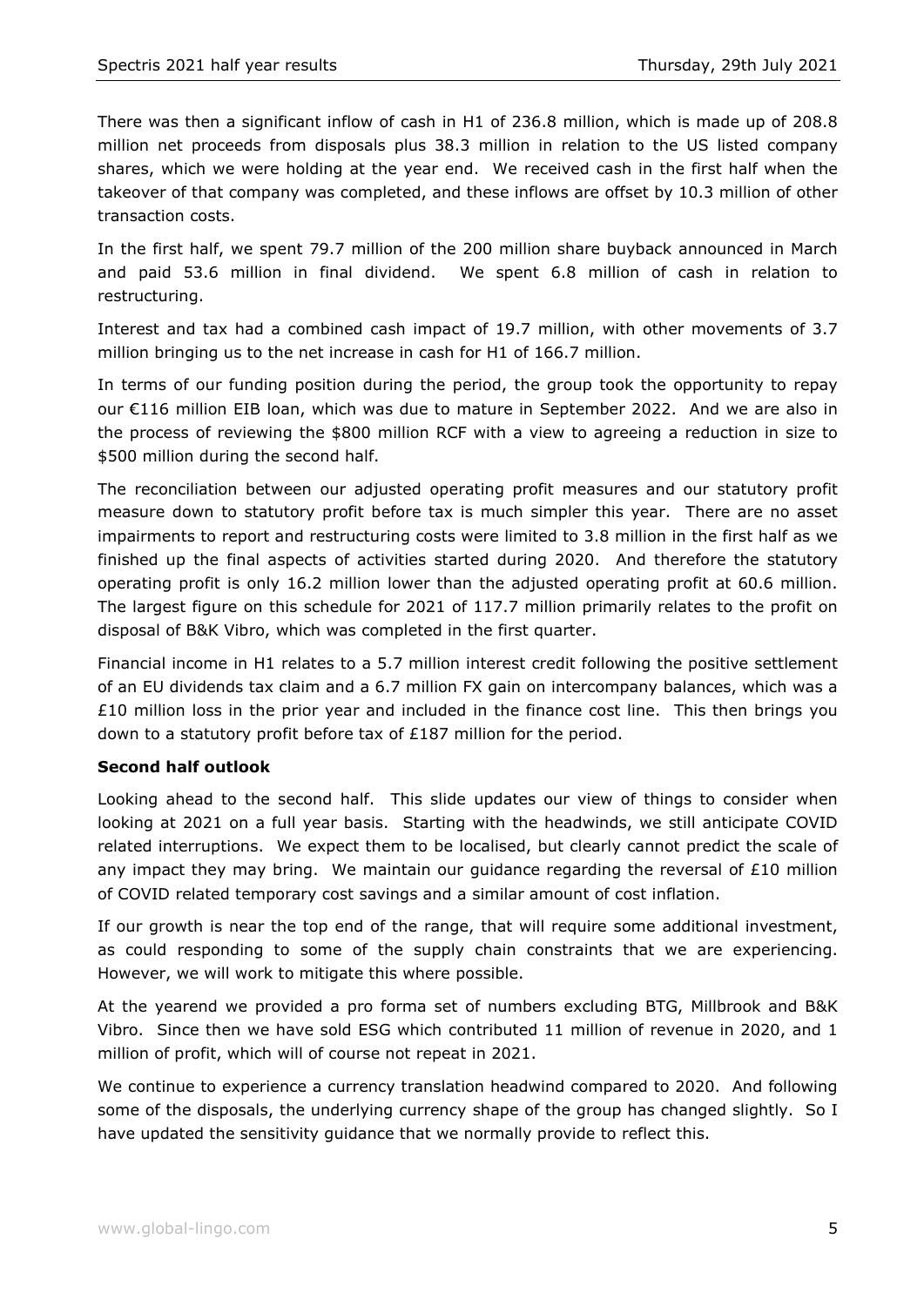There was then a significant inflow of cash in H1 of 236.8 million, which is made up of 208.8 million net proceeds from disposals plus 38.3 million in relation to the US listed company shares, which we were holding at the year end. We received cash in the first half when the takeover of that company was completed, and these inflows are offset by 10.3 million of other transaction costs.

In the first half, we spent 79.7 million of the 200 million share buyback announced in March and paid 53.6 million in final dividend. We spent 6.8 million of cash in relation to restructuring.

Interest and tax had a combined cash impact of 19.7 million, with other movements of 3.7 million bringing us to the net increase in cash for H1 of 166.7 million.

In terms of our funding position during the period, the group took the opportunity to repay our €116 million EIB loan, which was due to mature in September 2022. And we are also in the process of reviewing the $800 million RCF with a view to agreeing a reduction in size to $500 million during the second half.

The reconciliation between our adjusted operating profit measures and our statutory profit measure down to statutory profit before tax is much simpler this year. There are no asset impairments to report and restructuring costs were limited to 3.8 million in the first half as we finished up the final aspects of activities started during 2020. And therefore the statutory operating profit is only 16.2 million lower than the adjusted operating profit at 60.6 million. The largest figure on this schedule for 2021 of 117.7 million primarily relates to the profit on disposal of B&K Vibro, which was completed in the first quarter.

Financial income in H1 relates to a 5.7 million interest credit following the positive settlement of an EU dividends tax claim and a 6.7 million FX gain on intercompany balances, which was a £10 million loss in the prior year and included in the finance cost line. This then brings you down to a statutory profit before tax of £187 million for the period.

**Second half outlook**

Looking ahead to the second half. This slide updates our view of things to consider when looking at 2021 on a full year basis. Starting with the headwinds, we still anticipate COVID related interruptions. We expect them to be localised, but clearly cannot predict the scale of any impact they may bring. We maintain our guidance regarding the reversal of £10 million of COVID related temporary cost savings and a similar amount of cost inflation.

If our growth is near the top end of the range, that will require some additional investment, as could responding to some of the supply chain constraints that we are experiencing. However, we will work to mitigate this where possible.

At the yearend we provided a pro forma set of numbers excluding BTG, Millbrook and B&K Vibro. Since then we have sold ESG which contributed 11 million of revenue in 2020, and 1 million of profit, which will of course not repeat in 2021.

We continue to experience a currency translation headwind compared to 2020. And following some of the disposals, the underlying currency shape of the group has changed slightly. So I have updated the sensitivity guidance that we normally provide to reflect this.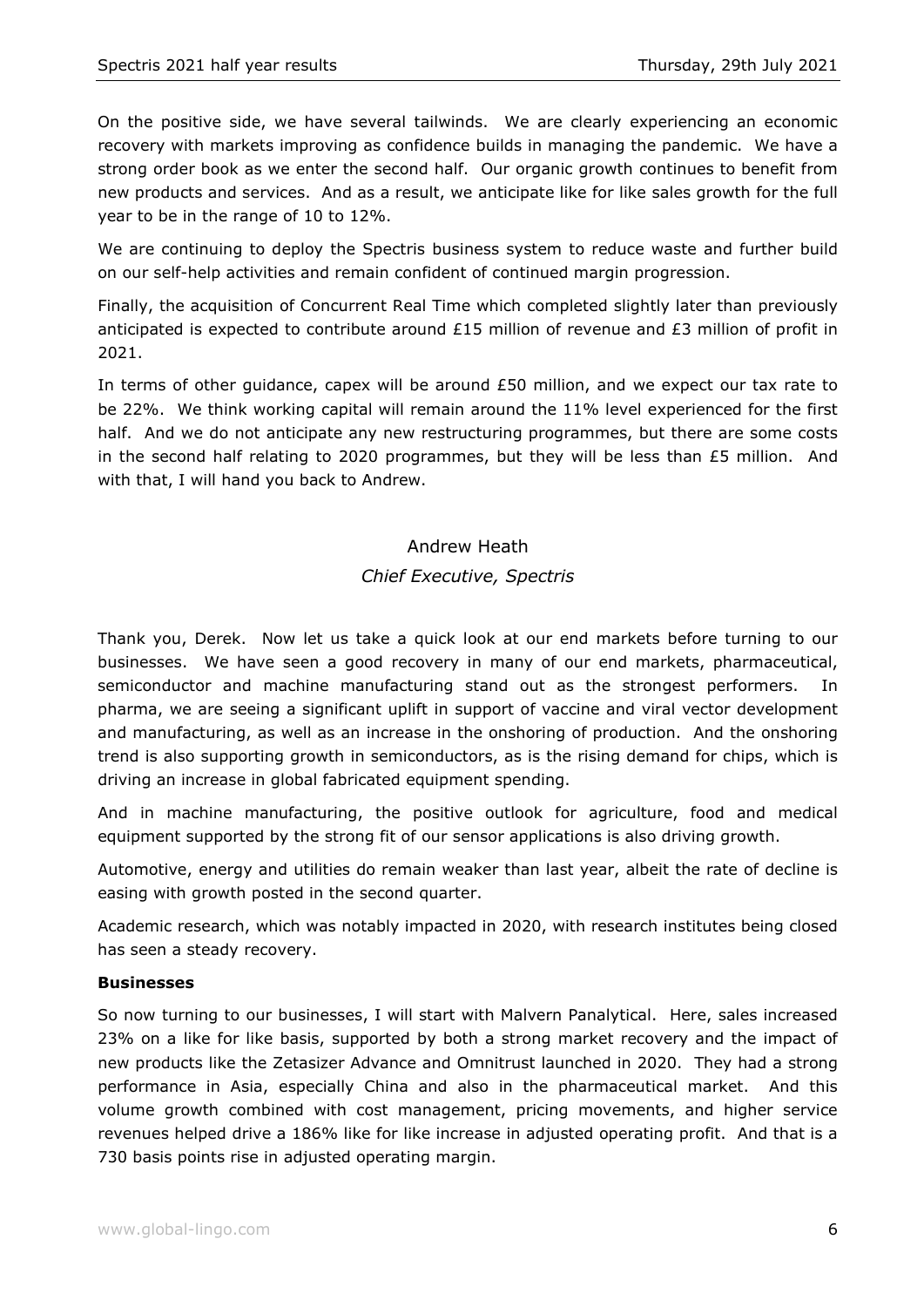On the positive side, we have several tailwinds. We are clearly experiencing an economic recovery with markets improving as confidence builds in managing the pandemic. We have a strong order book as we enter the second half. Our organic growth continues to benefit from new products and services. And as a result, we anticipate like for like sales growth for the full year to be in the range of 10 to 12%.

We are continuing to deploy the Spectris business system to reduce waste and further build on our self-help activities and remain confident of continued margin progression.

Finally, the acquisition of Concurrent Real Time which completed slightly later than previously anticipated is expected to contribute around £15 million of revenue and £3 million of profit in 2021.

In terms of other guidance, capex will be around £50 million, and we expect our tax rate to be 22%. We think working capital will remain around the 11% level experienced for the first half. And we do not anticipate any new restructuring programmes, but there are some costs in the second half relating to 2020 programmes, but they will be less than £5 million. And with that, I will hand you back to Andrew.

Andrew Heath

*Chief Executive, Spectris*

Thank you, Derek. Now let us take a quick look at our end markets before turning to our businesses. We have seen a good recovery in many of our end markets, pharmaceutical, semiconductor and machine manufacturing stand out as the strongest performers. In pharma, we are seeing a significant uplift in support of vaccine and viral vector development and manufacturing, as well as an increase in the onshoring of production. And the onshoring trend is also supporting growth in semiconductors, as is the rising demand for chips, which is driving an increase in global fabricated equipment spending.

And in machine manufacturing, the positive outlook for agriculture, food and medical equipment supported by the strong fit of our sensor applications is also driving growth.

Automotive, energy and utilities do remain weaker than last year, albeit the rate of decline is easing with growth posted in the second quarter.

Academic research, which was notably impacted in 2020, with research institutes being closed has seen a steady recovery.

**Businesses**

So now turning to our businesses, I will start with Malvern Panalytical. Here, sales increased 23% on a like for like basis, supported by both a strong market recovery and the impact of new products like the Zetasizer Advance and Omnitrust launched in 2020. They had a strong performance in Asia, especially China and also in the pharmaceutical market. And this volume growth combined with cost management, pricing movements, and higher service revenues helped drive a 186% like for like increase in adjusted operating profit. And that is a 730 basis points rise in adjusted operating margin.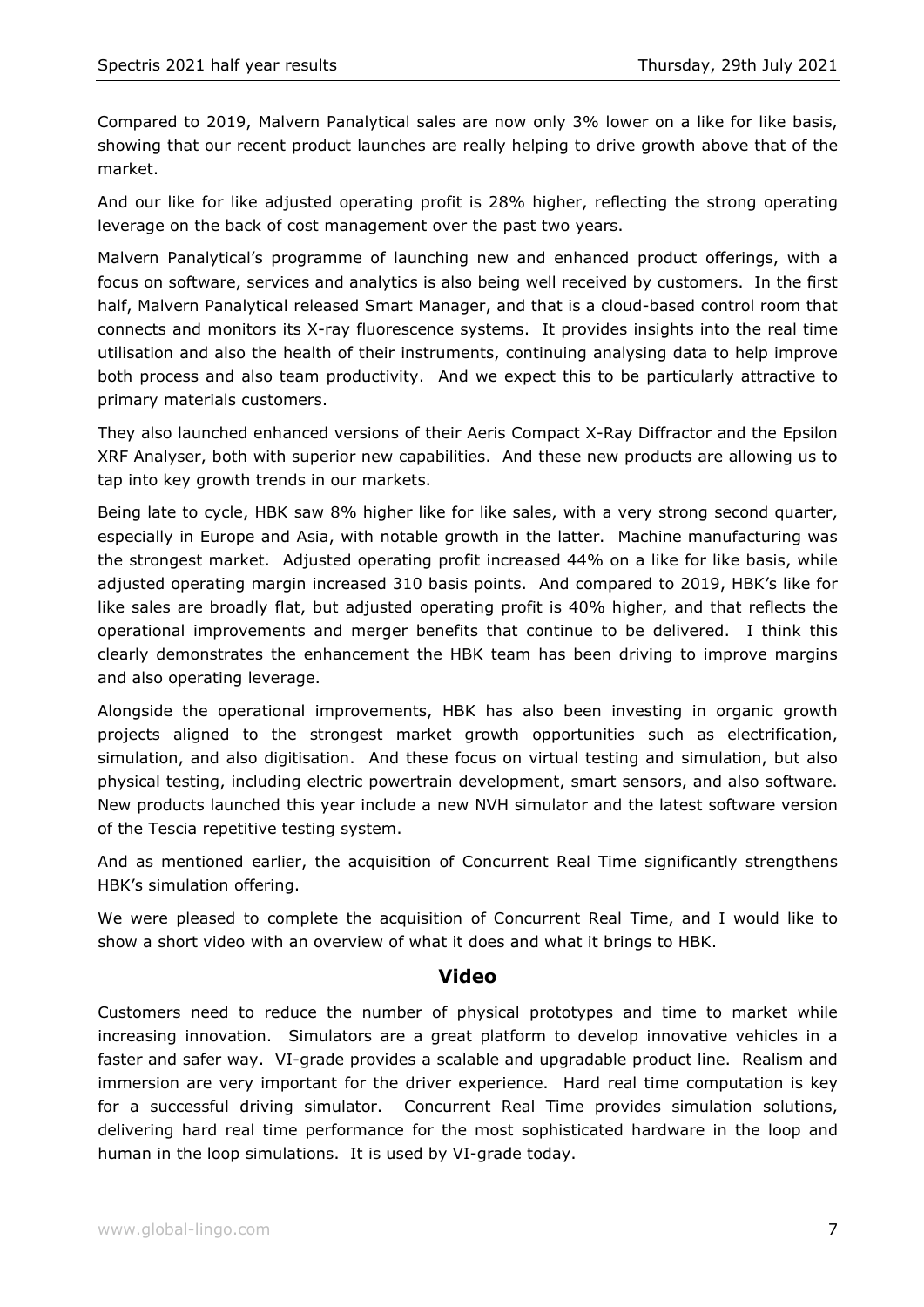Compared to 2019, Malvern Panalytical sales are now only 3% lower on a like for like basis, showing that our recent product launches are really helping to drive growth above that of the market.

And our like for like adjusted operating profit is 28% higher, reflecting the strong operating leverage on the back of cost management over the past two years.

Malvern Panalytical's programme of launching new and enhanced product offerings, with a focus on software, services and analytics is also being well received by customers. In the first half, Malvern Panalytical released Smart Manager, and that is a cloud-based control room that connects and monitors its X-ray fluorescence systems. It provides insights into the real time utilisation and also the health of their instruments, continuing analysing data to help improve both process and also team productivity. And we expect this to be particularly attractive to primary materials customers.

They also launched enhanced versions of their Aeris Compact X-Ray Diffractor and the Epsilon XRF Analyser, both with superior new capabilities. And these new products are allowing us to tap into key growth trends in our markets.

Being late to cycle, HBK saw 8% higher like for like sales, with a very strong second quarter, especially in Europe and Asia, with notable growth in the latter. Machine manufacturing was the strongest market. Adjusted operating profit increased 44% on a like for like basis, while adjusted operating margin increased 310 basis points. And compared to 2019, HBK's like for like sales are broadly flat, but adjusted operating profit is 40% higher, and that reflects the operational improvements and merger benefits that continue to be delivered. I think this clearly demonstrates the enhancement the HBK team has been driving to improve margins and also operating leverage.

Alongside the operational improvements, HBK has also been investing in organic growth projects aligned to the strongest market growth opportunities such as electrification, simulation, and also digitisation. And these focus on virtual testing and simulation, but also physical testing, including electric powertrain development, smart sensors, and also software. New products launched this year include a new NVH simulator and the latest software version of the Tescia repetitive testing system.

And as mentioned earlier, the acquisition of Concurrent Real Time significantly strengthens HBK's simulation offering.

We were pleased to complete the acquisition of Concurrent Real Time, and I would like to show a short video with an overview of what it does and what it brings to HBK.

## Video

Customers need to reduce the number of physical prototypes and time to market while increasing innovation. Simulators are a great platform to develop innovative vehicles in a faster and safer way. VI-grade provides a scalable and upgradable product line. Realism and immersion are very important for the driver experience. Hard real time computation is key for a successful driving simulator. Concurrent Real Time provides simulation solutions, delivering hard real time performance for the most sophisticated hardware in the loop and human in the loop simulations. It is used by VI-grade today.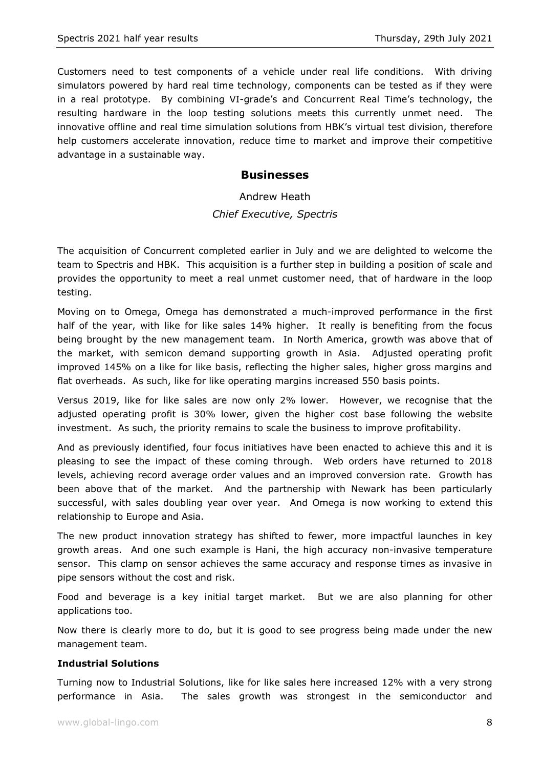Customers need to test components of a vehicle under real life conditions. With driving simulators powered by hard real time technology, components can be tested as if they were in a real prototype. By combining VI-grade's and Concurrent Real Time's technology, the resulting hardware in the loop testing solutions meets this currently unmet need. The innovative offline and real time simulation solutions from HBK's virtual test division, therefore help customers accelerate innovation, reduce time to market and improve their competitive advantage in a sustainable way.

## Businesses

Andrew Heath

*Chief Executive, Spectris*

The acquisition of Concurrent completed earlier in July and we are delighted to welcome the team to Spectris and HBK. This acquisition is a further step in building a position of scale and provides the opportunity to meet a real unmet customer need, that of hardware in the loop testing.

Moving on to Omega, Omega has demonstrated a much-improved performance in the first half of the year, with like for like sales 14% higher. It really is benefiting from the focus being brought by the new management team. In North America, growth was above that of the market, with semicon demand supporting growth in Asia. Adjusted operating profit improved 145% on a like for like basis, reflecting the higher sales, higher gross margins and flat overheads. As such, like for like operating margins increased 550 basis points.

Versus 2019, like for like sales are now only 2% lower. However, we recognise that the adjusted operating profit is 30% lower, given the higher cost base following the website investment. As such, the priority remains to scale the business to improve profitability.

And as previously identified, four focus initiatives have been enacted to achieve this and it is pleasing to see the impact of these coming through. Web orders have returned to 2018 levels, achieving record average order values and an improved conversion rate. Growth has been above that of the market. And the partnership with Newark has been particularly successful, with sales doubling year over year. And Omega is now working to extend this relationship to Europe and Asia.

The new product innovation strategy has shifted to fewer, more impactful launches in key growth areas. And one such example is Hani, the high accuracy non-invasive temperature sensor. This clamp on sensor achieves the same accuracy and response times as invasive in pipe sensors without the cost and risk.

Food and beverage is a key initial target market. But we are also planning for other applications too.

Now there is clearly more to do, but it is good to see progress being made under the new management team.

**Industrial Solutions**

Turning now to Industrial Solutions, like for like sales here increased 12% with a very strong performance in Asia. The sales growth was strongest in the semiconductor and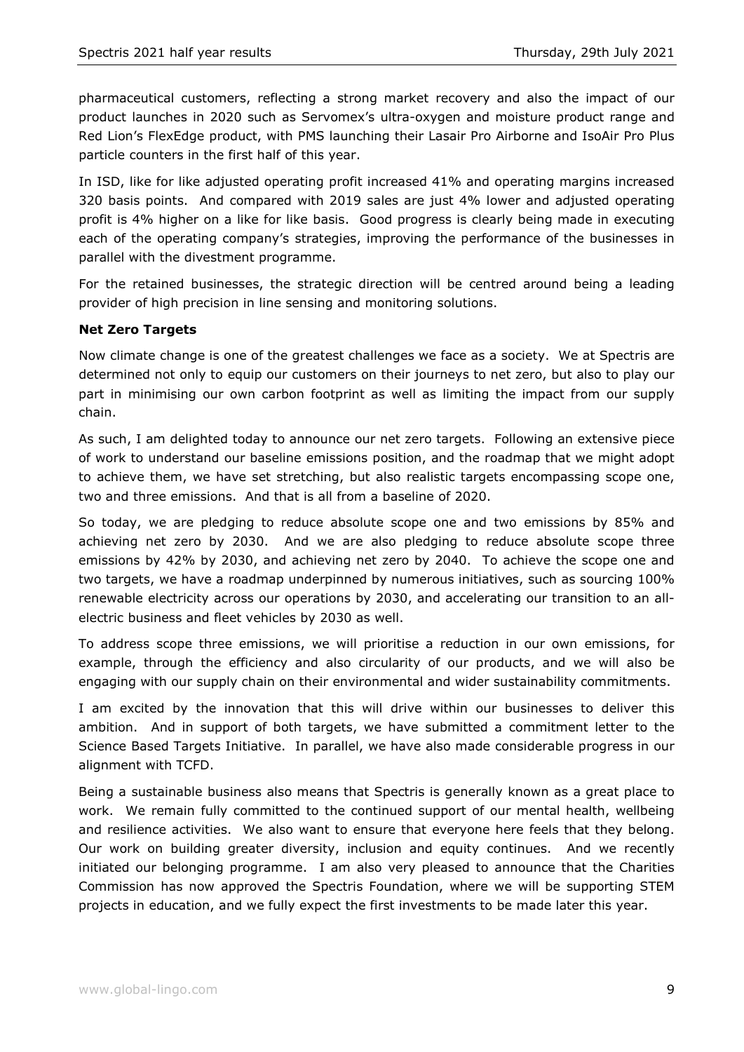pharmaceutical customers, reflecting a strong market recovery and also the impact of our product launches in 2020 such as Servomex's ultra-oxygen and moisture product range and Red Lion's FlexEdge product, with PMS launching their Lasair Pro Airborne and IsoAir Pro Plus particle counters in the first half of this year.

In ISD, like for like adjusted operating profit increased 41% and operating margins increased 320 basis points. And compared with 2019 sales are just 4% lower and adjusted operating profit is 4% higher on a like for like basis. Good progress is clearly being made in executing each of the operating company's strategies, improving the performance of the businesses in parallel with the divestment programme.

For the retained businesses, the strategic direction will be centred around being a leading provider of high precision in line sensing and monitoring solutions.

**Net Zero Targets**

Now climate change is one of the greatest challenges we face as a society. We at Spectris are determined not only to equip our customers on their journeys to net zero, but also to play our part in minimising our own carbon footprint as well as limiting the impact from our supply chain.

As such, I am delighted today to announce our net zero targets. Following an extensive piece of work to understand our baseline emissions position, and the roadmap that we might adopt to achieve them, we have set stretching, but also realistic targets encompassing scope one, two and three emissions. And that is all from a baseline of 2020.

So today, we are pledging to reduce absolute scope one and two emissions by 85% and achieving net zero by 2030. And we are also pledging to reduce absolute scope three emissions by 42% by 2030, and achieving net zero by 2040. To achieve the scope one and two targets, we have a roadmap underpinned by numerous initiatives, such as sourcing 100% renewable electricity across our operations by 2030, and accelerating our transition to an all-electric business and fleet vehicles by 2030 as well.

To address scope three emissions, we will prioritise a reduction in our own emissions, for example, through the efficiency and also circularity of our products, and we will also be engaging with our supply chain on their environmental and wider sustainability commitments.

I am excited by the innovation that this will drive within our businesses to deliver this ambition. And in support of both targets, we have submitted a commitment letter to the Science Based Targets Initiative. In parallel, we have also made considerable progress in our alignment with TCFD.

Being a sustainable business also means that Spectris is generally known as a great place to work. We remain fully committed to the continued support of our mental health, wellbeing and resilience activities. We also want to ensure that everyone here feels that they belong. Our work on building greater diversity, inclusion and equity continues. And we recently initiated our belonging programme. I am also very pleased to announce that the Charities Commission has now approved the Spectris Foundation, where we will be supporting STEM projects in education, and we fully expect the first investments to be made later this year.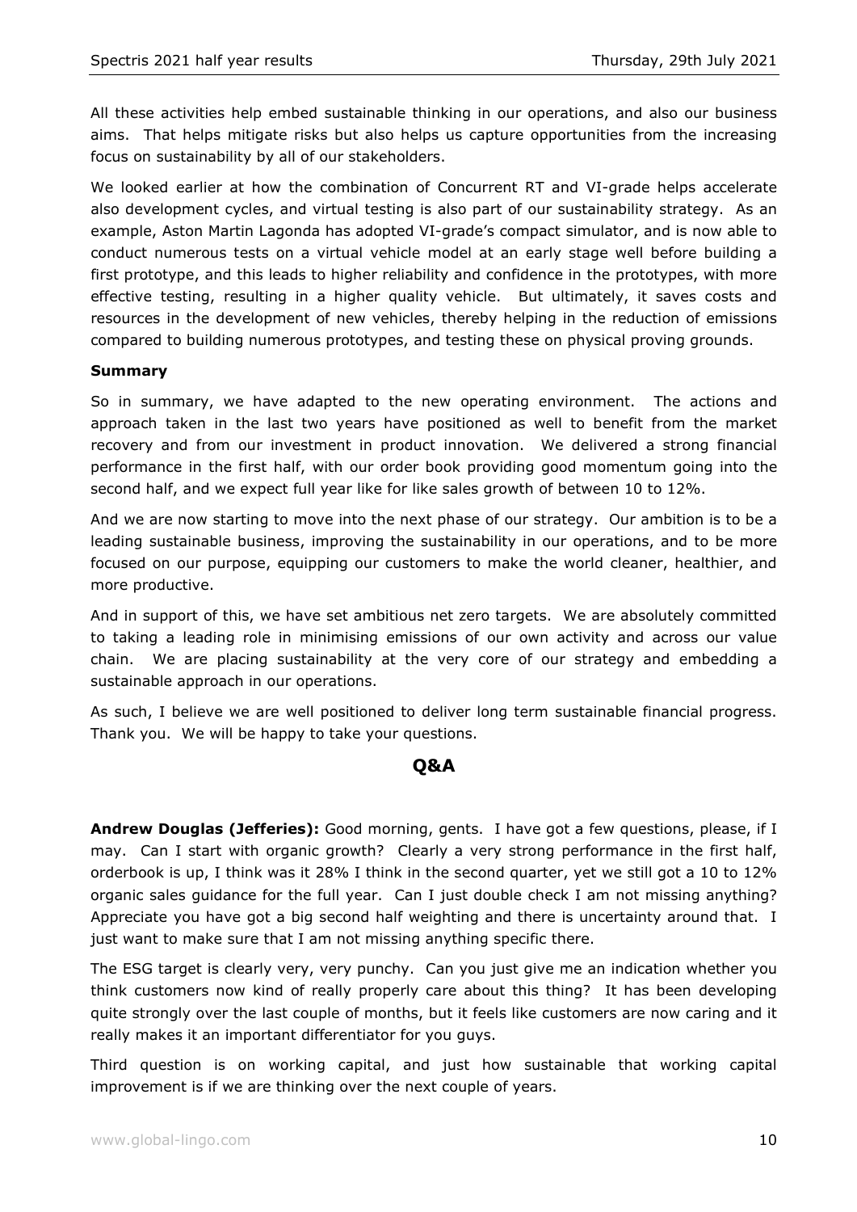All these activities help embed sustainable thinking in our operations, and also our business aims. That helps mitigate risks but also helps us capture opportunities from the increasing focus on sustainability by all of our stakeholders.

We looked earlier at how the combination of Concurrent RT and VI-grade helps accelerate also development cycles, and virtual testing is also part of our sustainability strategy. As an example, Aston Martin Lagonda has adopted VI-grade's compact simulator, and is now able to conduct numerous tests on a virtual vehicle model at an early stage well before building a first prototype, and this leads to higher reliability and confidence in the prototypes, with more effective testing, resulting in a higher quality vehicle. But ultimately, it saves costs and resources in the development of new vehicles, thereby helping in the reduction of emissions compared to building numerous prototypes, and testing these on physical proving grounds.

**Summary**

So in summary, we have adapted to the new operating environment. The actions and approach taken in the last two years have positioned as well to benefit from the market recovery and from our investment in product innovation. We delivered a strong financial performance in the first half, with our order book providing good momentum going into the second half, and we expect full year like for like sales growth of between 10 to 12%.

And we are now starting to move into the next phase of our strategy. Our ambition is to be a leading sustainable business, improving the sustainability in our operations, and to be more focused on our purpose, equipping our customers to make the world cleaner, healthier, and more productive.

And in support of this, we have set ambitious net zero targets. We are absolutely committed to taking a leading role in minimising emissions of our own activity and across our value chain. We are placing sustainability at the very core of our strategy and embedding a sustainable approach in our operations.

As such, I believe we are well positioned to deliver long term sustainable financial progress. Thank you. We will be happy to take your questions.

## Q&A

**Andrew Douglas (Jefferies):** Good morning, gents. I have got a few questions, please, if I may. Can I start with organic growth? Clearly a very strong performance in the first half, orderbook is up, I think was it 28% I think in the second quarter, yet we still got a 10 to 12% organic sales guidance for the full year. Can I just double check I am not missing anything? Appreciate you have got a big second half weighting and there is uncertainty around that. I just want to make sure that I am not missing anything specific there.

The ESG target is clearly very, very punchy. Can you just give me an indication whether you think customers now kind of really properly care about this thing? It has been developing quite strongly over the last couple of months, but it feels like customers are now caring and it really makes it an important differentiator for you guys.

Third question is on working capital, and just how sustainable that working capital improvement is if we are thinking over the next couple of years.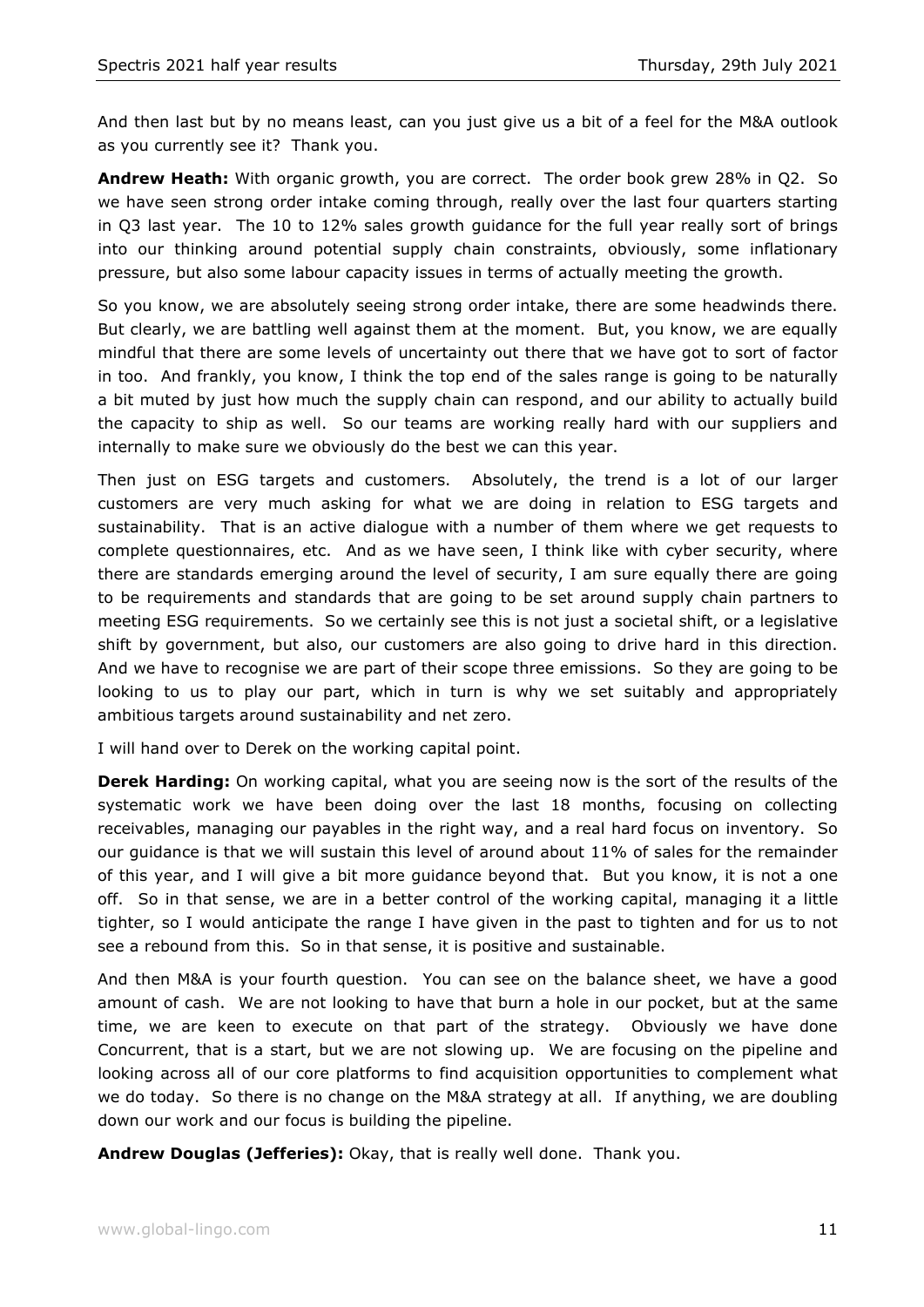And then last but by no means least, can you just give us a bit of a feel for the M&A outlook as you currently see it? Thank you.

**Andrew Heath:** With organic growth, you are correct. The order book grew 28% in Q2. So we have seen strong order intake coming through, really over the last four quarters starting in Q3 last year. The 10 to 12% sales growth guidance for the full year really sort of brings into our thinking around potential supply chain constraints, obviously, some inflationary pressure, but also some labour capacity issues in terms of actually meeting the growth.

So you know, we are absolutely seeing strong order intake, there are some headwinds there. But clearly, we are battling well against them at the moment. But, you know, we are equally mindful that there are some levels of uncertainty out there that we have got to sort of factor in too. And frankly, you know, I think the top end of the sales range is going to be naturally a bit muted by just how much the supply chain can respond, and our ability to actually build the capacity to ship as well. So our teams are working really hard with our suppliers and internally to make sure we obviously do the best we can this year.

Then just on ESG targets and customers. Absolutely, the trend is a lot of our larger customers are very much asking for what we are doing in relation to ESG targets and sustainability. That is an active dialogue with a number of them where we get requests to complete questionnaires, etc. And as we have seen, I think like with cyber security, where there are standards emerging around the level of security, I am sure equally there are going to be requirements and standards that are going to be set around supply chain partners to meeting ESG requirements. So we certainly see this is not just a societal shift, or a legislative shift by government, but also, our customers are also going to drive hard in this direction. And we have to recognise we are part of their scope three emissions. So they are going to be looking to us to play our part, which in turn is why we set suitably and appropriately ambitious targets around sustainability and net zero.

I will hand over to Derek on the working capital point.

**Derek Harding:** On working capital, what you are seeing now is the sort of the results of the systematic work we have been doing over the last 18 months, focusing on collecting receivables, managing our payables in the right way, and a real hard focus on inventory. So our guidance is that we will sustain this level of around about 11% of sales for the remainder of this year, and I will give a bit more guidance beyond that. But you know, it is not a one off. So in that sense, we are in a better control of the working capital, managing it a little tighter, so I would anticipate the range I have given in the past to tighten and for us to not see a rebound from this. So in that sense, it is positive and sustainable.

And then M&A is your fourth question. You can see on the balance sheet, we have a good amount of cash. We are not looking to have that burn a hole in our pocket, but at the same time, we are keen to execute on that part of the strategy. Obviously we have done Concurrent, that is a start, but we are not slowing up. We are focusing on the pipeline and looking across all of our core platforms to find acquisition opportunities to complement what we do today. So there is no change on the M&A strategy at all. If anything, we are doubling down our work and our focus is building the pipeline.

**Andrew Douglas (Jefferies):** Okay, that is really well done. Thank you.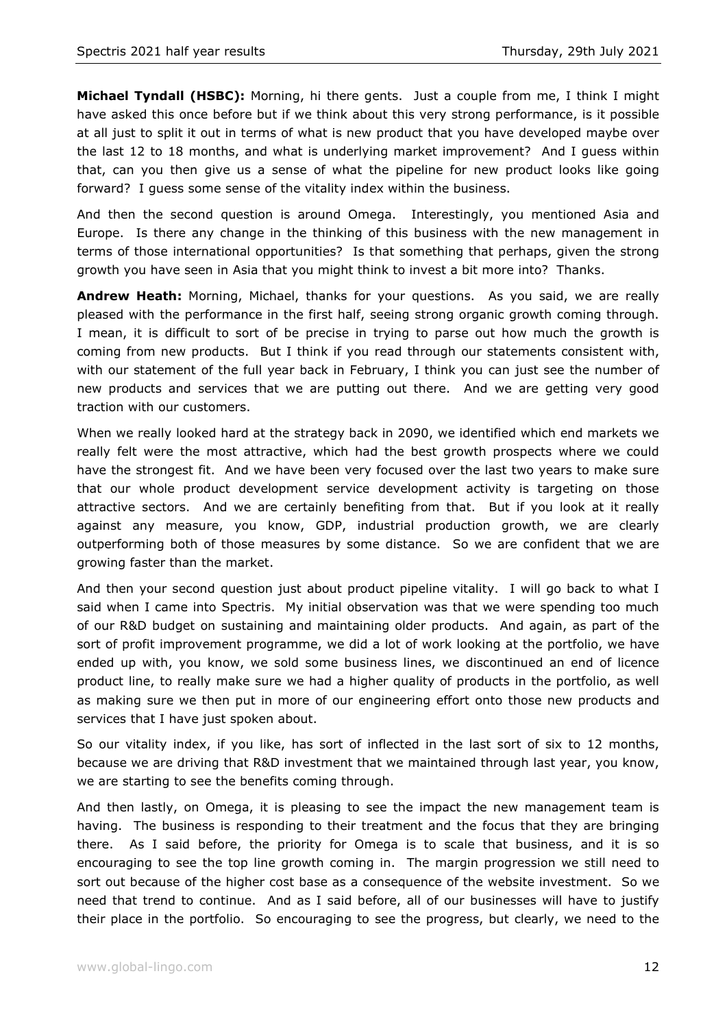**Michael Tyndall (HSBC):** Morning, hi there gents. Just a couple from me, I think I might have asked this once before but if we think about this very strong performance, is it possible at all just to split it out in terms of what is new product that you have developed maybe over the last 12 to 18 months, and what is underlying market improvement? And I guess within that, can you then give us a sense of what the pipeline for new product looks like going forward? I guess some sense of the vitality index within the business.

And then the second question is around Omega. Interestingly, you mentioned Asia and Europe. Is there any change in the thinking of this business with the new management in terms of those international opportunities? Is that something that perhaps, given the strong growth you have seen in Asia that you might think to invest a bit more into? Thanks.

**Andrew Heath:** Morning, Michael, thanks for your questions. As you said, we are really pleased with the performance in the first half, seeing strong organic growth coming through. I mean, it is difficult to sort of be precise in trying to parse out how much the growth is coming from new products. But I think if you read through our statements consistent with, with our statement of the full year back in February, I think you can just see the number of new products and services that we are putting out there. And we are getting very good traction with our customers.

When we really looked hard at the strategy back in 2090, we identified which end markets we really felt were the most attractive, which had the best growth prospects where we could have the strongest fit. And we have been very focused over the last two years to make sure that our whole product development service development activity is targeting on those attractive sectors. And we are certainly benefiting from that. But if you look at it really against any measure, you know, GDP, industrial production growth, we are clearly outperforming both of those measures by some distance. So we are confident that we are growing faster than the market.

And then your second question just about product pipeline vitality. I will go back to what I said when I came into Spectris. My initial observation was that we were spending too much of our R&D budget on sustaining and maintaining older products. And again, as part of the sort of profit improvement programme, we did a lot of work looking at the portfolio, we have ended up with, you know, we sold some business lines, we discontinued an end of licence product line, to really make sure we had a higher quality of products in the portfolio, as well as making sure we then put in more of our engineering effort onto those new products and services that I have just spoken about.

So our vitality index, if you like, has sort of inflected in the last sort of six to 12 months, because we are driving that R&D investment that we maintained through last year, you know, we are starting to see the benefits coming through.

And then lastly, on Omega, it is pleasing to see the impact the new management team is having. The business is responding to their treatment and the focus that they are bringing there. As I said before, the priority for Omega is to scale that business, and it is so encouraging to see the top line growth coming in. The margin progression we still need to sort out because of the higher cost base as a consequence of the website investment. So we need that trend to continue. And as I said before, all of our businesses will have to justify their place in the portfolio. So encouraging to see the progress, but clearly, we need to the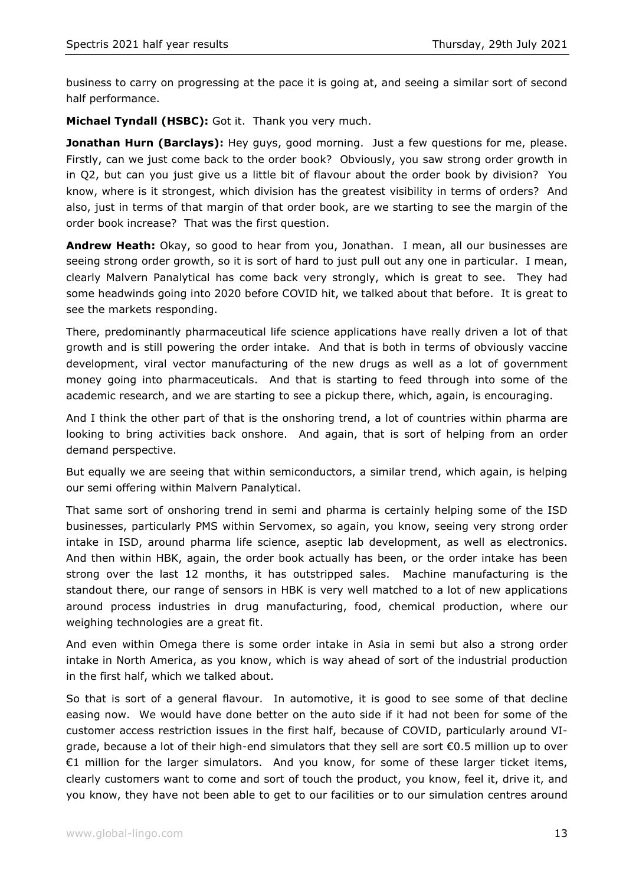business to carry on progressing at the pace it is going at, and seeing a similar sort of second half performance.

**Michael Tyndall (HSBC):** Got it. Thank you very much.

**Jonathan Hurn (Barclays):** Hey guys, good morning. Just a few questions for me, please. Firstly, can we just come back to the order book? Obviously, you saw strong order growth in in Q2, but can you just give us a little bit of flavour about the order book by division? You know, where is it strongest, which division has the greatest visibility in terms of orders? And also, just in terms of that margin of that order book, are we starting to see the margin of the order book increase? That was the first question.

**Andrew Heath:** Okay, so good to hear from you, Jonathan. I mean, all our businesses are seeing strong order growth, so it is sort of hard to just pull out any one in particular. I mean, clearly Malvern Panalytical has come back very strongly, which is great to see. They had some headwinds going into 2020 before COVID hit, we talked about that before. It is great to see the markets responding.

There, predominantly pharmaceutical life science applications have really driven a lot of that growth and is still powering the order intake. And that is both in terms of obviously vaccine development, viral vector manufacturing of the new drugs as well as a lot of government money going into pharmaceuticals. And that is starting to feed through into some of the academic research, and we are starting to see a pickup there, which, again, is encouraging.

And I think the other part of that is the onshoring trend, a lot of countries within pharma are looking to bring activities back onshore. And again, that is sort of helping from an order demand perspective.

But equally we are seeing that within semiconductors, a similar trend, which again, is helping our semi offering within Malvern Panalytical.

That same sort of onshoring trend in semi and pharma is certainly helping some of the ISD businesses, particularly PMS within Servomex, so again, you know, seeing very strong order intake in ISD, around pharma life science, aseptic lab development, as well as electronics. And then within HBK, again, the order book actually has been, or the order intake has been strong over the last 12 months, it has outstripped sales. Machine manufacturing is the standout there, our range of sensors in HBK is very well matched to a lot of new applications around process industries in drug manufacturing, food, chemical production, where our weighing technologies are a great fit.

And even within Omega there is some order intake in Asia in semi but also a strong order intake in North America, as you know, which is way ahead of sort of the industrial production in the first half, which we talked about.

So that is sort of a general flavour. In automotive, it is good to see some of that decline easing now. We would have done better on the auto side if it had not been for some of the customer access restriction issues in the first half, because of COVID, particularly around VI-grade, because a lot of their high-end simulators that they sell are sort €0.5 million up to over €1 million for the larger simulators. And you know, for some of these larger ticket items, clearly customers want to come and sort of touch the product, you know, feel it, drive it, and you know, they have not been able to get to our facilities or to our simulation centres around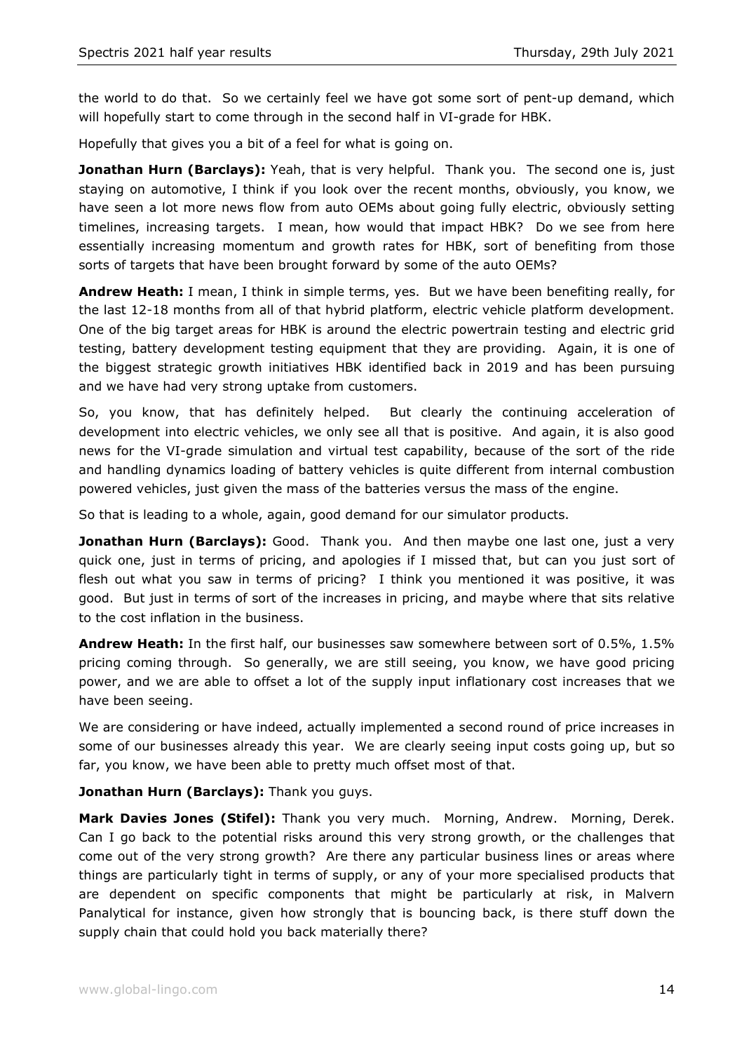the world to do that. So we certainly feel we have got some sort of pent-up demand, which will hopefully start to come through in the second half in VI-grade for HBK.

Hopefully that gives you a bit of a feel for what is going on.

**Jonathan Hurn (Barclays):** Yeah, that is very helpful. Thank you. The second one is, just staying on automotive, I think if you look over the recent months, obviously, you know, we have seen a lot more news flow from auto OEMs about going fully electric, obviously setting timelines, increasing targets. I mean, how would that impact HBK? Do we see from here essentially increasing momentum and growth rates for HBK, sort of benefiting from those sorts of targets that have been brought forward by some of the auto OEMs?

**Andrew Heath:** I mean, I think in simple terms, yes. But we have been benefiting really, for the last 12-18 months from all of that hybrid platform, electric vehicle platform development. One of the big target areas for HBK is around the electric powertrain testing and electric grid testing, battery development testing equipment that they are providing. Again, it is one of the biggest strategic growth initiatives HBK identified back in 2019 and has been pursuing and we have had very strong uptake from customers.

So, you know, that has definitely helped. But clearly the continuing acceleration of development into electric vehicles, we only see all that is positive. And again, it is also good news for the VI-grade simulation and virtual test capability, because of the sort of the ride and handling dynamics loading of battery vehicles is quite different from internal combustion powered vehicles, just given the mass of the batteries versus the mass of the engine.

So that is leading to a whole, again, good demand for our simulator products.

**Jonathan Hurn (Barclays):** Good. Thank you. And then maybe one last one, just a very quick one, just in terms of pricing, and apologies if I missed that, but can you just sort of flesh out what you saw in terms of pricing? I think you mentioned it was positive, it was good. But just in terms of sort of the increases in pricing, and maybe where that sits relative to the cost inflation in the business.

**Andrew Heath:** In the first half, our businesses saw somewhere between sort of 0.5%, 1.5% pricing coming through. So generally, we are still seeing, you know, we have good pricing power, and we are able to offset a lot of the supply input inflationary cost increases that we have been seeing.

We are considering or have indeed, actually implemented a second round of price increases in some of our businesses already this year. We are clearly seeing input costs going up, but so far, you know, we have been able to pretty much offset most of that.

**Jonathan Hurn (Barclays):** Thank you guys.

**Mark Davies Jones (Stifel):** Thank you very much. Morning, Andrew. Morning, Derek. Can I go back to the potential risks around this very strong growth, or the challenges that come out of the very strong growth? Are there any particular business lines or areas where things are particularly tight in terms of supply, or any of your more specialised products that are dependent on specific components that might be particularly at risk, in Malvern Panalytical for instance, given how strongly that is bouncing back, is there stuff down the supply chain that could hold you back materially there?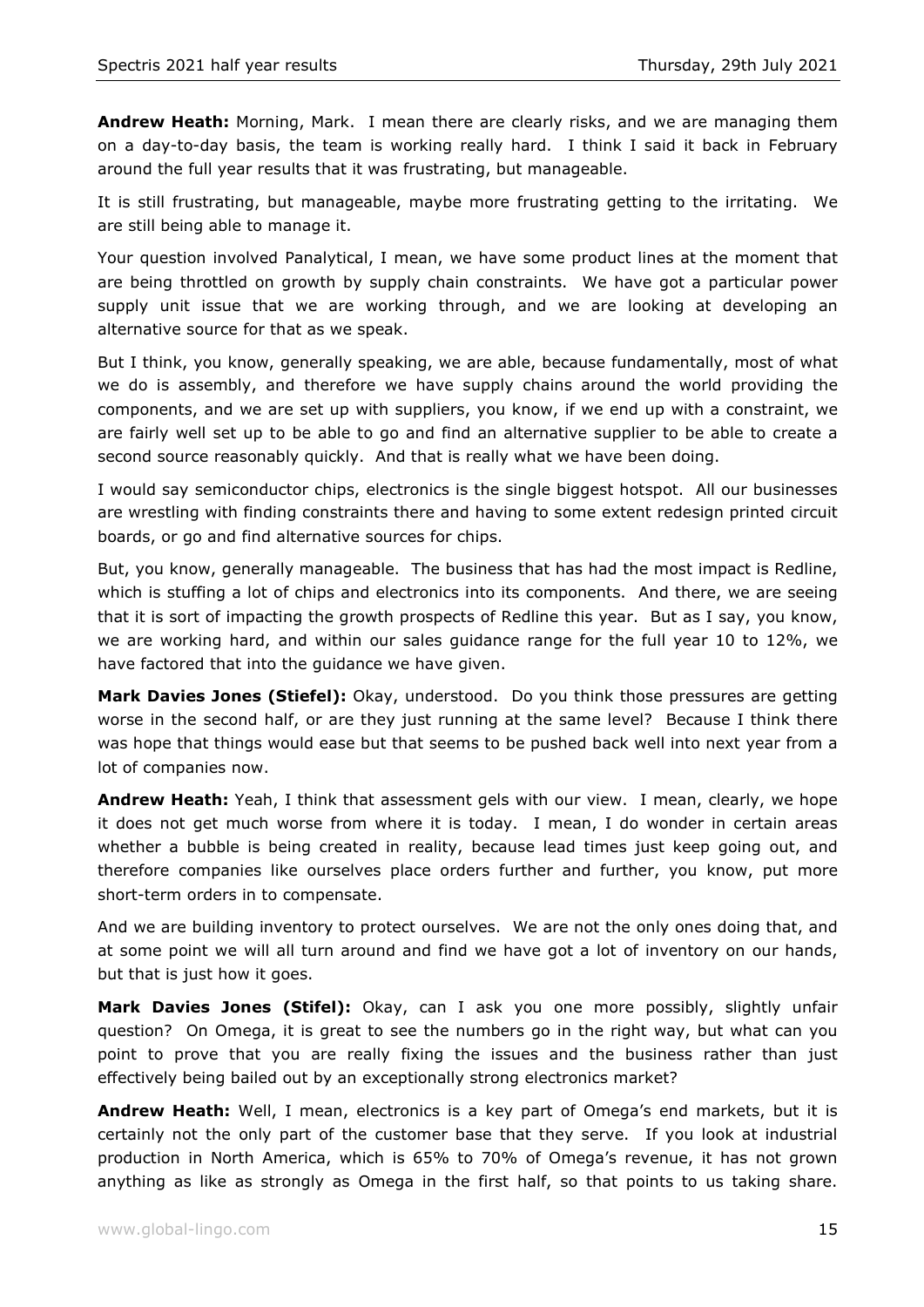**Andrew Heath:** Morning, Mark. I mean there are clearly risks, and we are managing them on a day-to-day basis, the team is working really hard. I think I said it back in February around the full year results that it was frustrating, but manageable.

It is still frustrating, but manageable, maybe more frustrating getting to the irritating. We are still being able to manage it.

Your question involved Panalytical, I mean, we have some product lines at the moment that are being throttled on growth by supply chain constraints. We have got a particular power supply unit issue that we are working through, and we are looking at developing an alternative source for that as we speak.

But I think, you know, generally speaking, we are able, because fundamentally, most of what we do is assembly, and therefore we have supply chains around the world providing the components, and we are set up with suppliers, you know, if we end up with a constraint, we are fairly well set up to be able to go and find an alternative supplier to be able to create a second source reasonably quickly. And that is really what we have been doing.

I would say semiconductor chips, electronics is the single biggest hotspot. All our businesses are wrestling with finding constraints there and having to some extent redesign printed circuit boards, or go and find alternative sources for chips.

But, you know, generally manageable. The business that has had the most impact is Redline, which is stuffing a lot of chips and electronics into its components. And there, we are seeing that it is sort of impacting the growth prospects of Redline this year. But as I say, you know, we are working hard, and within our sales guidance range for the full year 10 to 12%, we have factored that into the guidance we have given.

**Mark Davies Jones (Stiefel):** Okay, understood. Do you think those pressures are getting worse in the second half, or are they just running at the same level? Because I think there was hope that things would ease but that seems to be pushed back well into next year from a lot of companies now.

**Andrew Heath:** Yeah, I think that assessment gels with our view. I mean, clearly, we hope it does not get much worse from where it is today. I mean, I do wonder in certain areas whether a bubble is being created in reality, because lead times just keep going out, and therefore companies like ourselves place orders further and further, you know, put more short-term orders in to compensate.

And we are building inventory to protect ourselves. We are not the only ones doing that, and at some point we will all turn around and find we have got a lot of inventory on our hands, but that is just how it goes.

**Mark Davies Jones (Stiefel):** Okay, can I ask you one more possibly, slightly unfair question? On Omega, it is great to see the numbers go in the right way, but what can you point to prove that you are really fixing the issues and the business rather than just effectively being bailed out by an exceptionally strong electronics market?

**Andrew Heath:** Well, I mean, electronics is a key part of Omega's end markets, but it is certainly not the only part of the customer base that they serve. If you look at industrial production in North America, which is 65% to 70% of Omega's revenue, it has not grown anything as like as strongly as Omega in the first half, so that points to us taking share.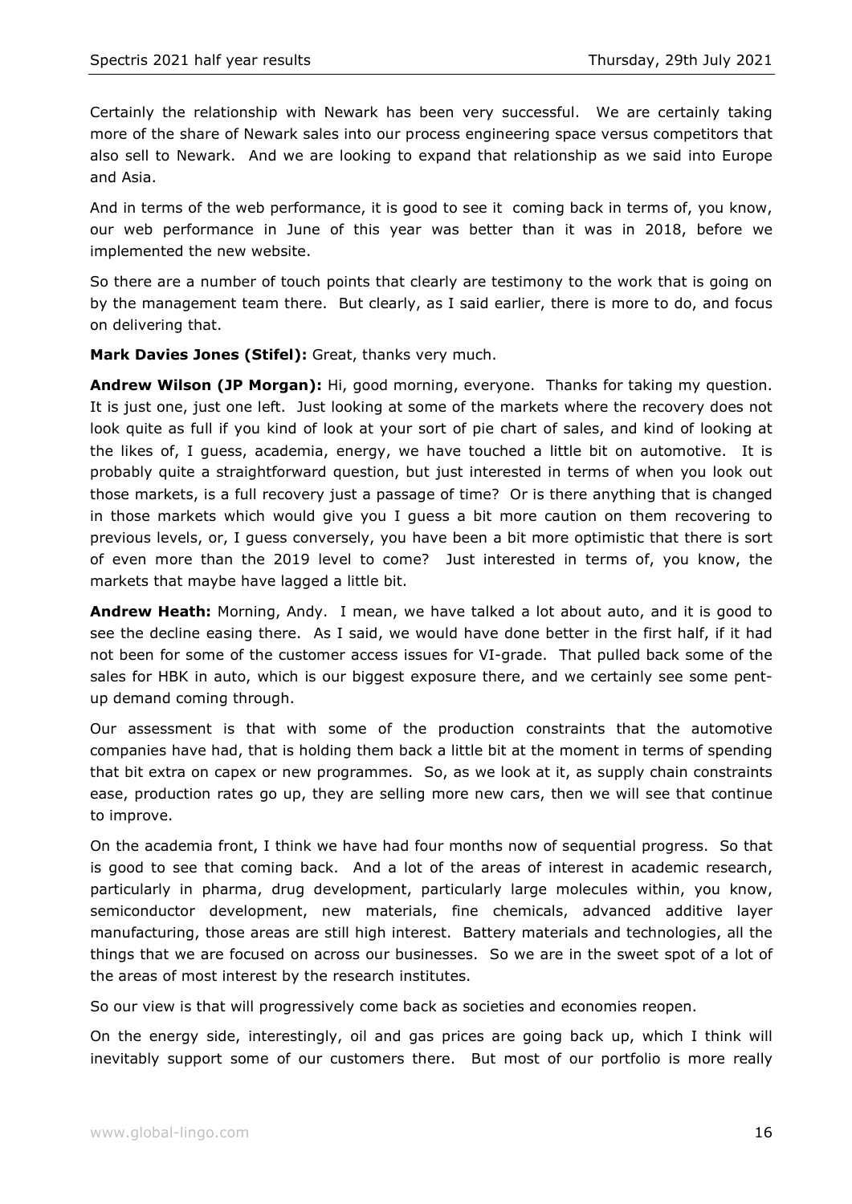Certainly the relationship with Newark has been very successful. We are certainly taking more of the share of Newark sales into our process engineering space versus competitors that also sell to Newark. And we are looking to expand that relationship as we said into Europe and Asia.

And in terms of the web performance, it is good to see it coming back in terms of, you know, our web performance in June of this year was better than it was in 2018, before we implemented the new website.

So there are a number of touch points that clearly are testimony to the work that is going on by the management team there. But clearly, as I said earlier, there is more to do, and focus on delivering that.

**Mark Davies Jones (Stifel):** Great, thanks very much.

**Andrew Wilson (JP Morgan):** Hi, good morning, everyone. Thanks for taking my question. It is just one, just one left. Just looking at some of the markets where the recovery does not look quite as full if you kind of look at your sort of pie chart of sales, and kind of looking at the likes of, I guess, academia, energy, we have touched a little bit on automotive. It is probably quite a straightforward question, but just interested in terms of when you look out those markets, is a full recovery just a passage of time? Or is there anything that is changed in those markets which would give you I guess a bit more caution on them recovering to previous levels, or, I guess conversely, you have been a bit more optimistic that there is sort of even more than the 2019 level to come? Just interested in terms of, you know, the markets that maybe have lagged a little bit.

**Andrew Heath:** Morning, Andy. I mean, we have talked a lot about auto, and it is good to see the decline easing there. As I said, we would have done better in the first half, if it had not been for some of the customer access issues for VI-grade. That pulled back some of the sales for HBK in auto, which is our biggest exposure there, and we certainly see some pent-up demand coming through.

Our assessment is that with some of the production constraints that the automotive companies have had, that is holding them back a little bit at the moment in terms of spending that bit extra on capex or new programmes. So, as we look at it, as supply chain constraints ease, production rates go up, they are selling more new cars, then we will see that continue to improve.

On the academia front, I think we have had four months now of sequential progress. So that is good to see that coming back. And a lot of the areas of interest in academic research, particularly in pharma, drug development, particularly large molecules within, you know, semiconductor development, new materials, fine chemicals, advanced additive layer manufacturing, those areas are still high interest. Battery materials and technologies, all the things that we are focused on across our businesses. So we are in the sweet spot of a lot of the areas of most interest by the research institutes.

So our view is that will progressively come back as societies and economies reopen.

On the energy side, interestingly, oil and gas prices are going back up, which I think will inevitably support some of our customers there. But most of our portfolio is more really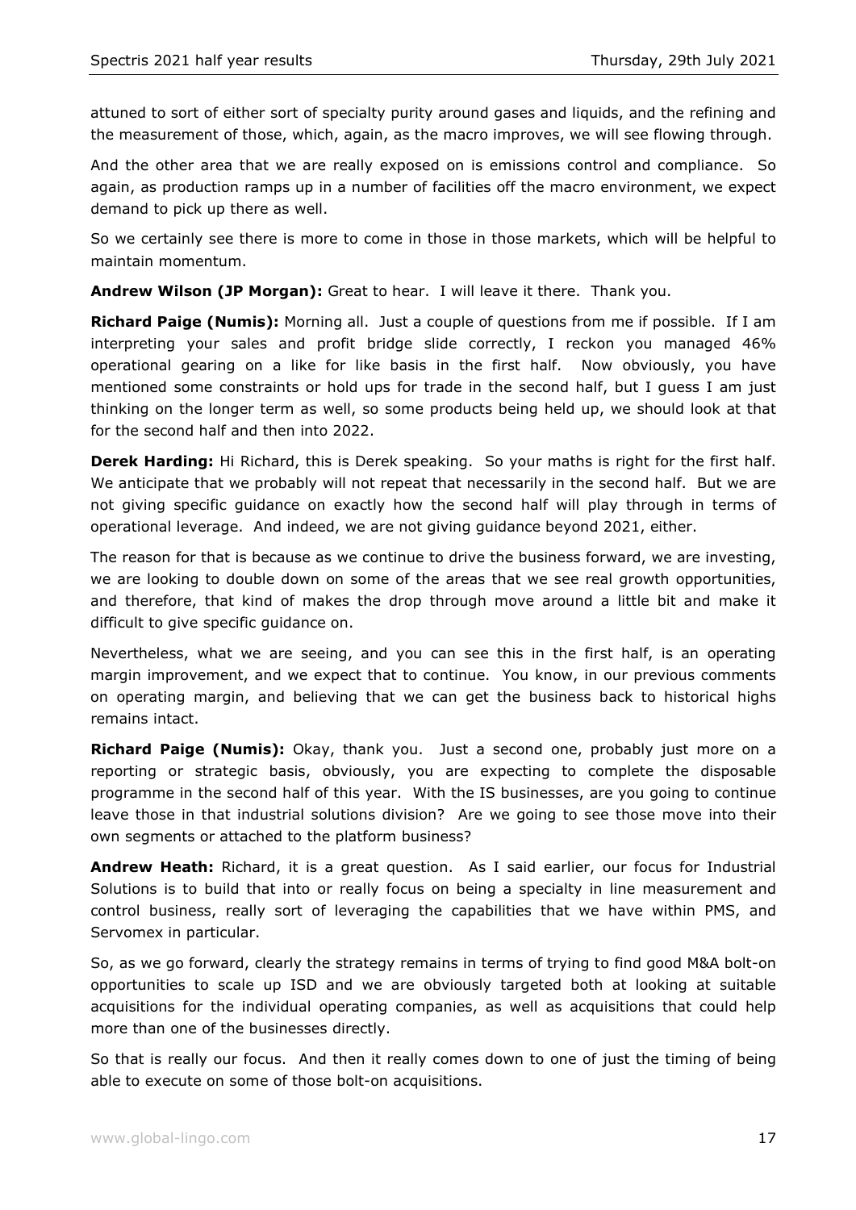attuned to sort of either sort of specialty purity around gases and liquids, and the refining and the measurement of those, which, again, as the macro improves, we will see flowing through.

And the other area that we are really exposed on is emissions control and compliance. So again, as production ramps up in a number of facilities off the macro environment, we expect demand to pick up there as well.

So we certainly see there is more to come in those in those markets, which will be helpful to maintain momentum.

**Andrew Wilson (JP Morgan):** Great to hear. I will leave it there. Thank you.

**Richard Paige (Numis):** Morning all. Just a couple of questions from me if possible. If I am interpreting your sales and profit bridge slide correctly, I reckon you managed 46% operational gearing on a like for like basis in the first half. Now obviously, you have mentioned some constraints or hold ups for trade in the second half, but I guess I am just thinking on the longer term as well, so some products being held up, we should look at that for the second half and then into 2022.

**Derek Harding:** Hi Richard, this is Derek speaking. So your maths is right for the first half. We anticipate that we probably will not repeat that necessarily in the second half. But we are not giving specific guidance on exactly how the second half will play through in terms of operational leverage. And indeed, we are not giving guidance beyond 2021, either.

The reason for that is because as we continue to drive the business forward, we are investing, we are looking to double down on some of the areas that we see real growth opportunities, and therefore, that kind of makes the drop through move around a little bit and make it difficult to give specific guidance on.

Nevertheless, what we are seeing, and you can see this in the first half, is an operating margin improvement, and we expect that to continue. You know, in our previous comments on operating margin, and believing that we can get the business back to historical highs remains intact.

**Richard Paige (Numis):** Okay, thank you. Just a second one, probably just more on a reporting or strategic basis, obviously, you are expecting to complete the disposable programme in the second half of this year. With the IS businesses, are you going to continue leave those in that industrial solutions division? Are we going to see those move into their own segments or attached to the platform business?

**Andrew Heath:** Richard, it is a great question. As I said earlier, our focus for Industrial Solutions is to build that into or really focus on being a specialty in line measurement and control business, really sort of leveraging the capabilities that we have within PMS, and Servomex in particular.

So, as we go forward, clearly the strategy remains in terms of trying to find good M&A bolt-on opportunities to scale up ISD and we are obviously targeted both at looking at suitable acquisitions for the individual operating companies, as well as acquisitions that could help more than one of the businesses directly.

So that is really our focus. And then it really comes down to one of just the timing of being able to execute on some of those bolt-on acquisitions.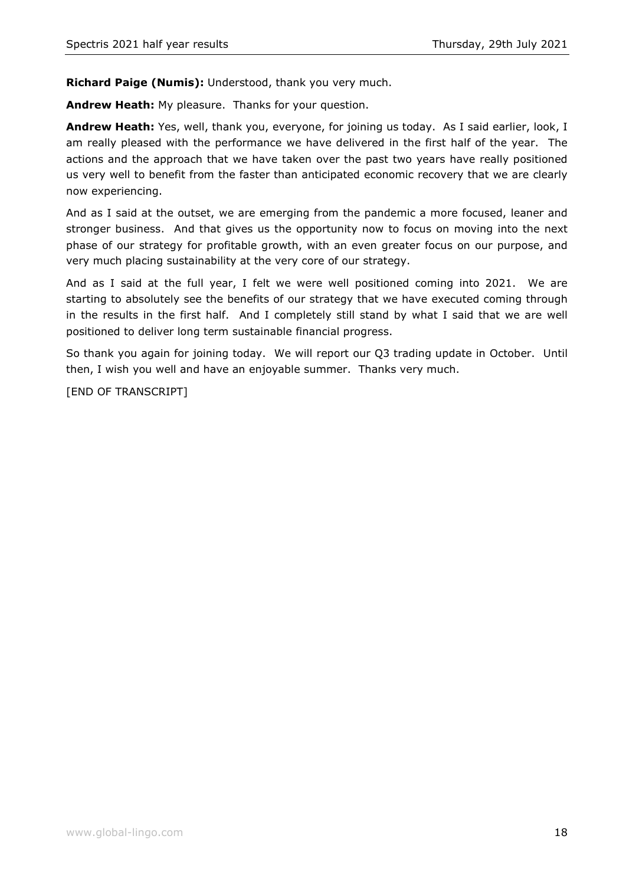**Richard Paige (Numis):** Understood, thank you very much.

**Andrew Heath:** My pleasure. Thanks for your question.

**Andrew Heath:** Yes, well, thank you, everyone, for joining us today. As I said earlier, look, I am really pleased with the performance we have delivered in the first half of the year. The actions and the approach that we have taken over the past two years have really positioned us very well to benefit from the faster than anticipated economic recovery that we are clearly now experiencing.

And as I said at the outset, we are emerging from the pandemic a more focused, leaner and stronger business. And that gives us the opportunity now to focus on moving into the next phase of our strategy for profitable growth, with an even greater focus on our purpose, and very much placing sustainability at the very core of our strategy.

And as I said at the full year, I felt we were well positioned coming into 2021. We are starting to absolutely see the benefits of our strategy that we have executed coming through in the results in the first half. And I completely still stand by what I said that we are well positioned to deliver long term sustainable financial progress.

So thank you again for joining today. We will report our Q3 trading update in October. Until then, I wish you well and have an enjoyable summer. Thanks very much.

[END OF TRANSCRIPT]